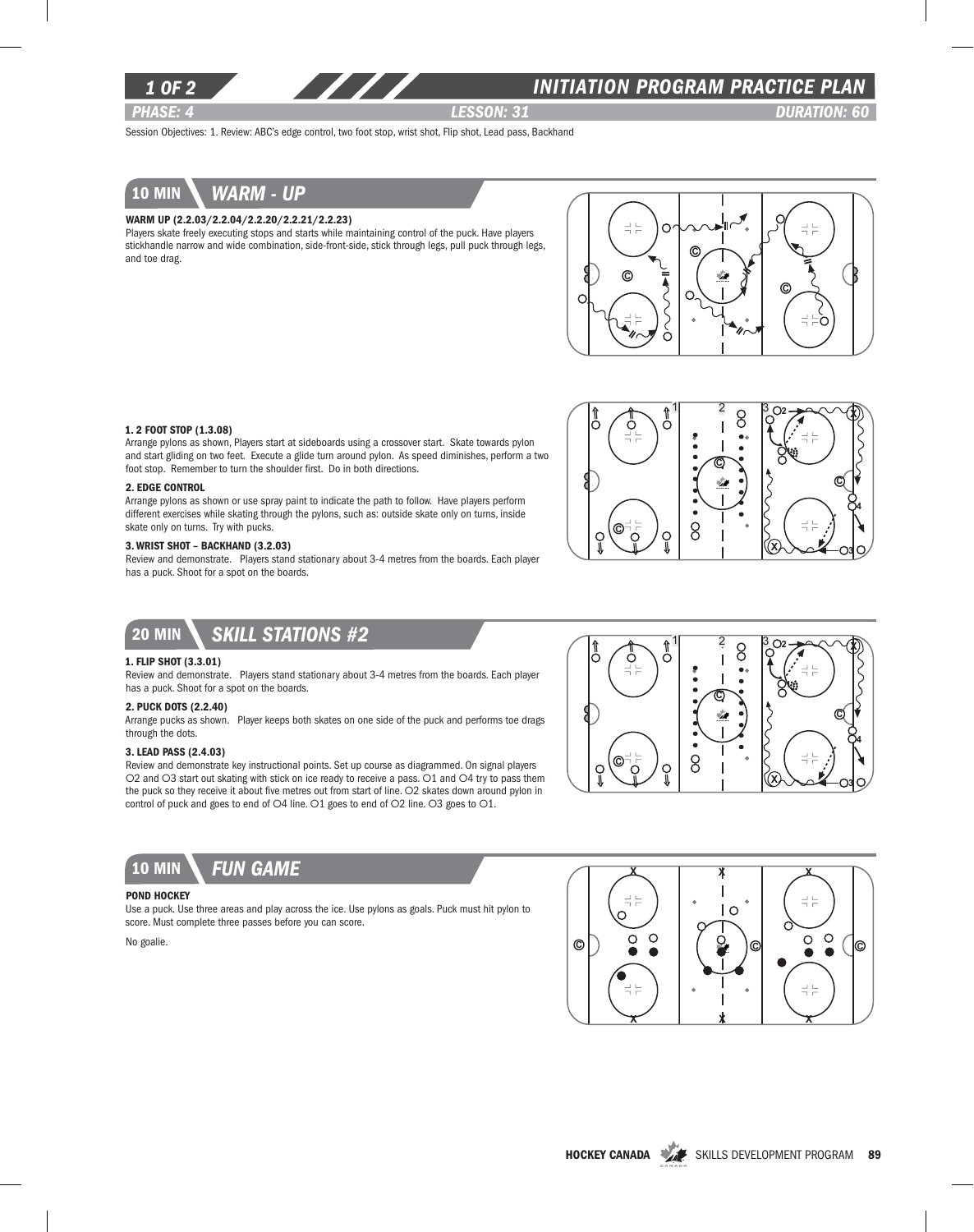# INITIATION PROGRAM PRACTICE PLAN

**PHASE: 4** | **LESSON: 31** | **DURATION: 60**

Session Objectives: 1. Review: ABC's edge control, two foot stop, wrist shot, Flip shot, Lead pass, Backhand

## 10 MIN — WARM - UP

**WARM UP (2.2.03/2.2.04/2.2.20/2.2.21/2.2.23)**

Players skate freely executing stops and starts while maintaining control of the puck. Have players stickhandle narrow and wide combination, side-front-side, stick through legs, pull puck through legs, and toe drag.

**1. 2 FOOT STOP (1.3.08)**

Arrange pylons as shown, Players start at sideboards using a crossover start. Skate towards pylon and start gliding on two feet. Execute a glide turn around pylon. As speed diminishes, perform a two foot stop. Remember to turn the shoulder first. Do in both directions.

**2. EDGE CONTROL**

Arrange pylons as shown or use spray paint to indicate the path to follow. Have players perform different exercises while skating through the pylons, such as: outside skate only on turns, inside skate only on turns. Try with pucks.

**3. WRIST SHOT – BACKHAND (3.2.03)**

Review and demonstrate. Players stand stationary about 3-4 metres from the boards. Each player has a puck. Shoot for a spot on the boards.

## 20 MIN — SKILL STATIONS #2

**1. FLIP SHOT (3.3.01)**

Review and demonstrate. Players stand stationary about 3-4 metres from the boards. Each player has a puck. Shoot for a spot on the boards.

**2. PUCK DOTS (2.2.40)**

Arrange pucks as shown. Player keeps both skates on one side of the puck and performs toe drags through the dots.

**3. LEAD PASS (2.4.03)**

Review and demonstrate key instructional points. Set up course as diagrammed. On signal players O2 and O3 start out skating with stick on ice ready to receive a pass. O1 and O4 try to pass them the puck so they receive it about five metres out from start of line. O2 skates down around pylon in control of puck and goes to end of O4 line. O1 goes to end of O2 line. O3 goes to O1.

## 10 MIN — FUN GAME

**POND HOCKEY**

Use a puck. Use three areas and play across the ice. Use pylons as goals. Puck must hit pylon to score. Must complete three passes before you can score.

No goalie.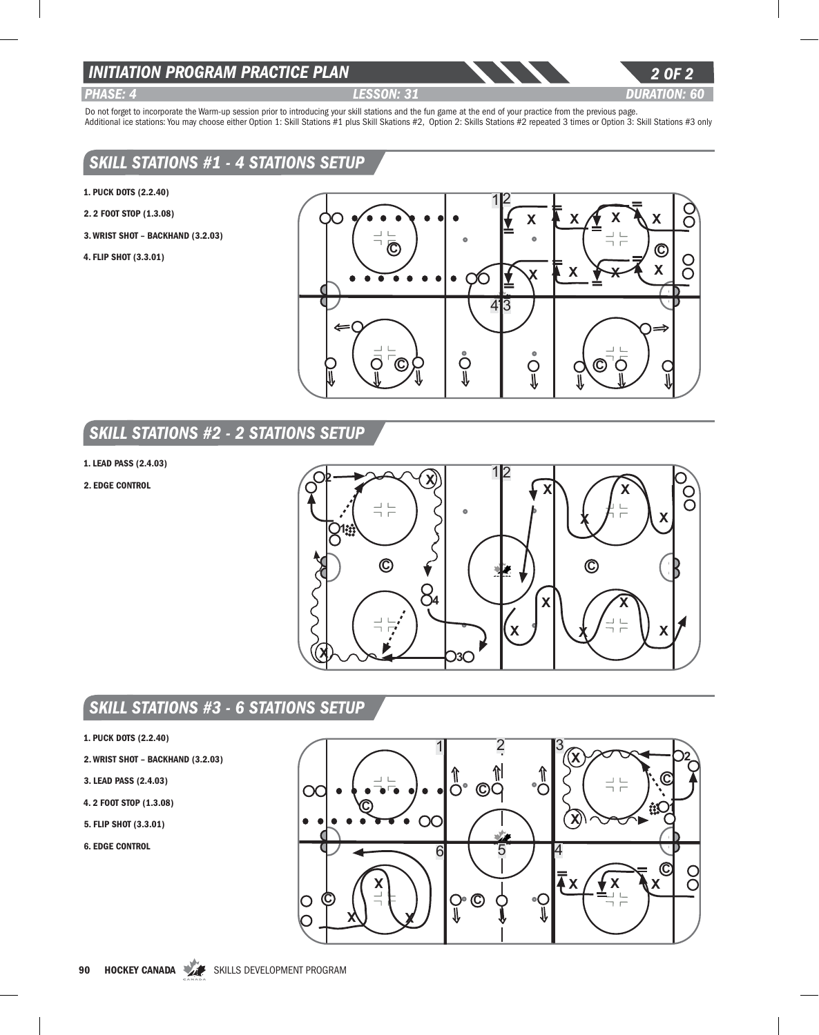# INITIATION PROGRAM PRACTICE PLAN

*PHASE: 4* *LESSON: 31* *DURATION: 60*

Do not forget to incorporate the Warm-up session prior to introducing your skill stations and the fun game at the end of your practice from the previous page.
Additional ice stations: You may choose either Option 1: Skill Stations #1 plus Skill Skations #2, Option 2: Skills Stations #2 repeated 3 times or Option 3: Skill Stations #3 only

## SKILL STATIONS #1 - 4 STATIONS SETUP

1. PUCK DOTS (2.2.40)
2. 2 FOOT STOP (1.3.08)
3. WRIST SHOT – BACKHAND (3.2.03)
4. FLIP SHOT (3.3.01)

## SKILL STATIONS #2 - 2 STATIONS SETUP

1. LEAD PASS (2.4.03)
2. EDGE CONTROL

## SKILL STATIONS #3 - 6 STATIONS SETUP

1. PUCK DOTS (2.2.40)
2. WRIST SHOT – BACKHAND (3.2.03)
3. LEAD PASS (2.4.03)
4. 2 FOOT STOP (1.3.08)
5. FLIP SHOT (3.3.01)
6. EDGE CONTROL

90 HOCKEY CANADA SKILLS DEVELOPMENT PROGRAM